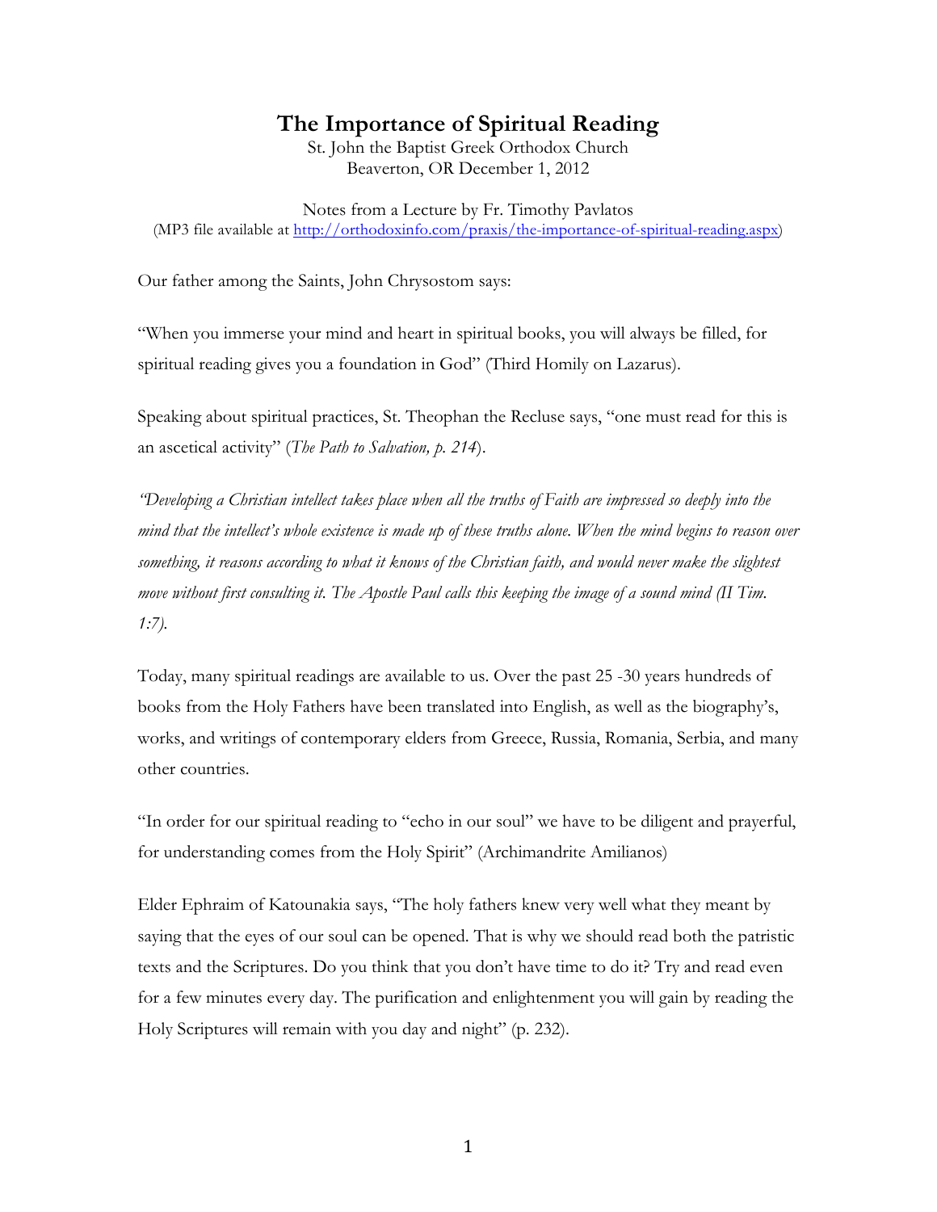# The Importance of Spiritual Reading

St. John the Baptist Greek Orthodox Church
Beaverton, OR December 1, 2012

Notes from a Lecture by Fr. Timothy Pavlatos
(MP3 file available at http://orthodoxinfo.com/praxis/the-importance-of-spiritual-reading.aspx)

Our father among the Saints, John Chrysostom says:

"When you immerse your mind and heart in spiritual books, you will always be filled, for spiritual reading gives you a foundation in God" (Third Homily on Lazarus).

Speaking about spiritual practices, St. Theophan the Recluse says, "one must read for this is an ascetical activity" (*The Path to Salvation, p. 214*).

*"Developing a Christian intellect takes place when all the truths of Faith are impressed so deeply into the mind that the intellect's whole existence is made up of these truths alone. When the mind begins to reason over something, it reasons according to what it knows of the Christian faith, and would never make the slightest move without first consulting it. The Apostle Paul calls this keeping the image of a sound mind (II Tim. 1:7).*

Today, many spiritual readings are available to us. Over the past 25 -30 years hundreds of books from the Holy Fathers have been translated into English, as well as the biography's, works, and writings of contemporary elders from Greece, Russia, Romania, Serbia, and many other countries.

"In order for our spiritual reading to "echo in our soul" we have to be diligent and prayerful, for understanding comes from the Holy Spirit" (Archimandrite Amilianos)

Elder Ephraim of Katounakia says, "The holy fathers knew very well what they meant by saying that the eyes of our soul can be opened. That is why we should read both the patristic texts and the Scriptures. Do you think that you don't have time to do it? Try and read even for a few minutes every day. The purification and enlightenment you will gain by reading the Holy Scriptures will remain with you day and night" (p. 232).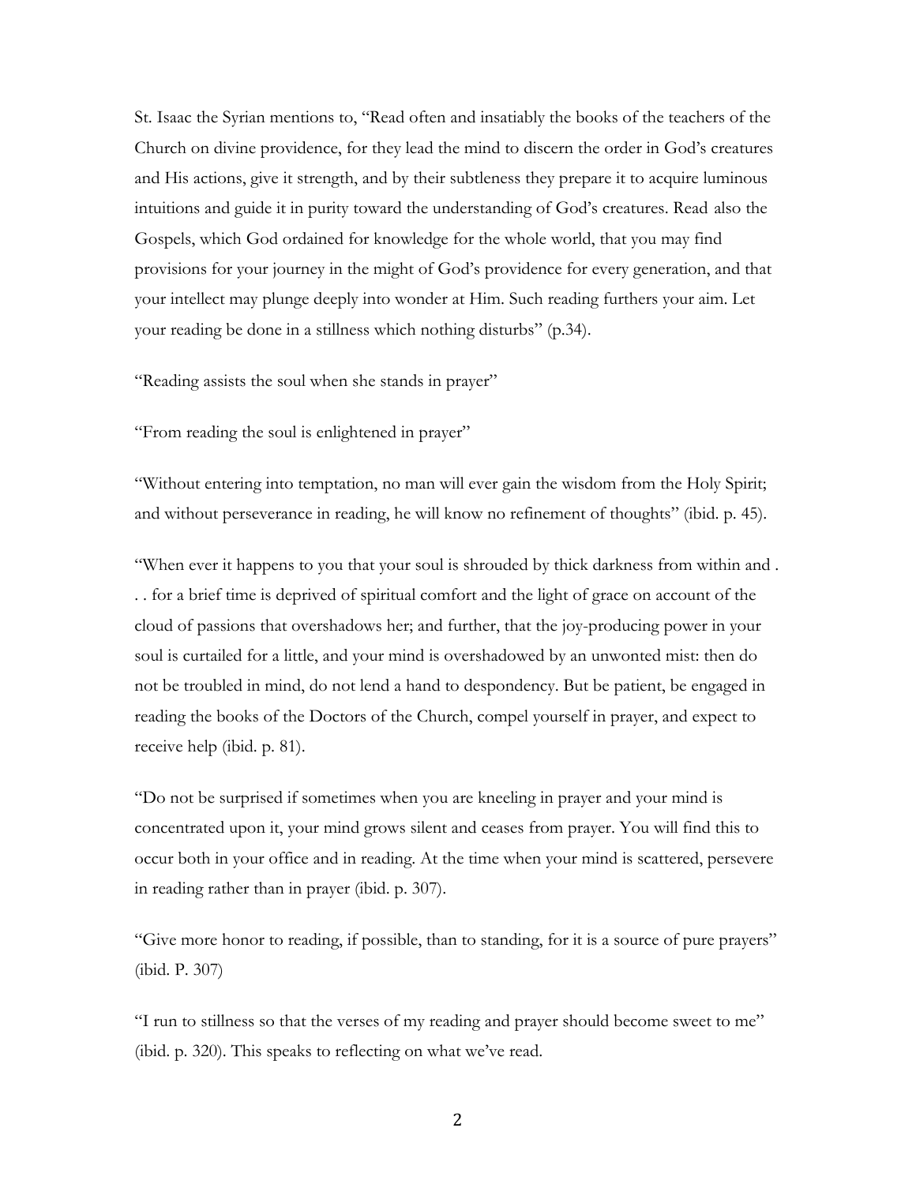St. Isaac the Syrian mentions to, "Read often and insatiably the books of the teachers of the Church on divine providence, for they lead the mind to discern the order in God's creatures and His actions, give it strength, and by their subtleness they prepare it to acquire luminous intuitions and guide it in purity toward the understanding of God's creatures. Read also the Gospels, which God ordained for knowledge for the whole world, that you may find provisions for your journey in the might of God's providence for every generation, and that your intellect may plunge deeply into wonder at Him. Such reading furthers your aim. Let your reading be done in a stillness which nothing disturbs" (p.34).

"Reading assists the soul when she stands in prayer"

"From reading the soul is enlightened in prayer"

"Without entering into temptation, no man will ever gain the wisdom from the Holy Spirit; and without perseverance in reading, he will know no refinement of thoughts" (ibid. p. 45).

"When ever it happens to you that your soul is shrouded by thick darkness from within and . . . for a brief time is deprived of spiritual comfort and the light of grace on account of the cloud of passions that overshadows her; and further, that the joy-producing power in your soul is curtailed for a little, and your mind is overshadowed by an unwonted mist: then do not be troubled in mind, do not lend a hand to despondency. But be patient, be engaged in reading the books of the Doctors of the Church, compel yourself in prayer, and expect to receive help (ibid. p. 81).

"Do not be surprised if sometimes when you are kneeling in prayer and your mind is concentrated upon it, your mind grows silent and ceases from prayer. You will find this to occur both in your office and in reading. At the time when your mind is scattered, persevere in reading rather than in prayer (ibid. p. 307).

"Give more honor to reading, if possible, than to standing, for it is a source of pure prayers" (ibid. P. 307)

"I run to stillness so that the verses of my reading and prayer should become sweet to me" (ibid. p. 320). This speaks to reflecting on what we've read.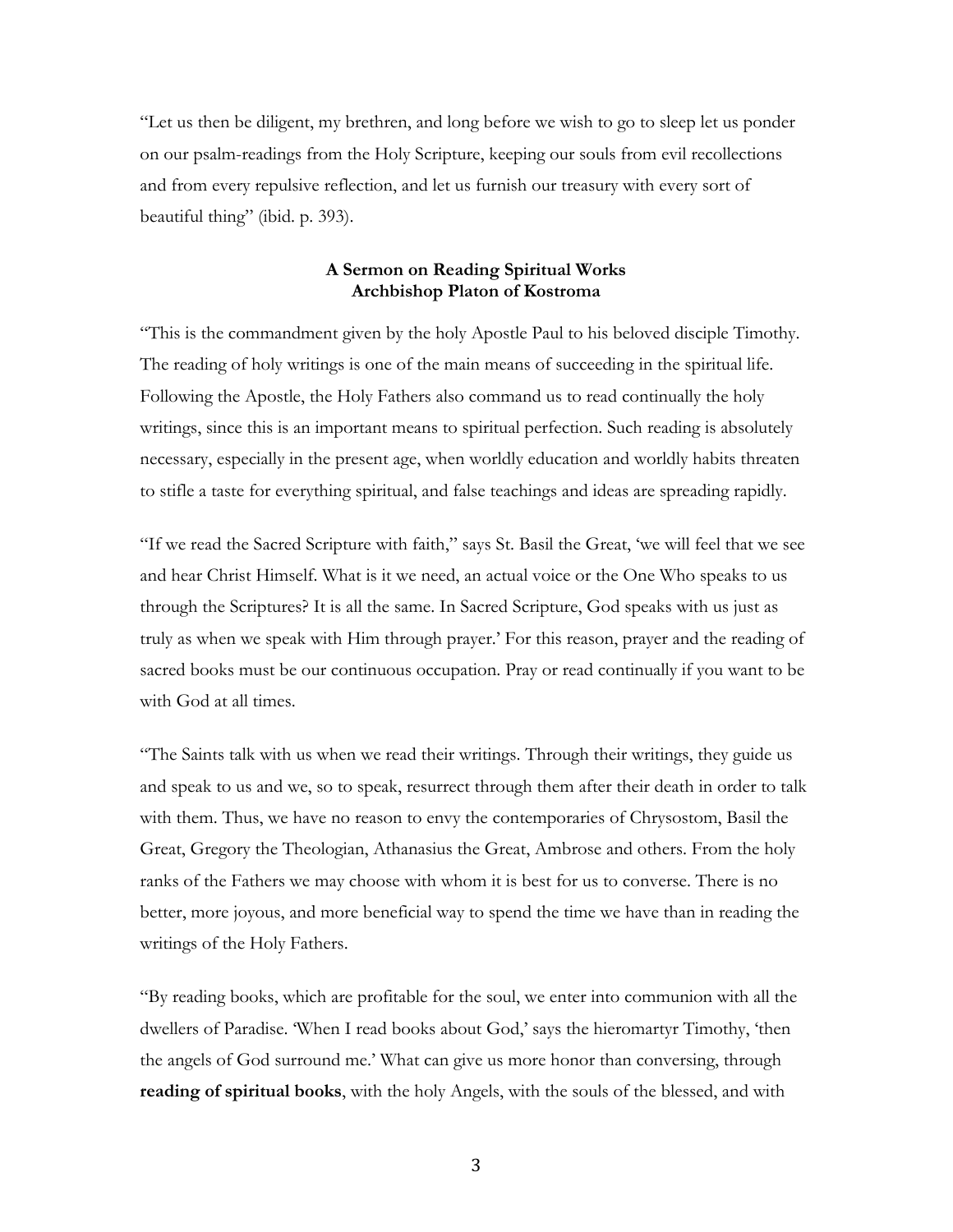"Let us then be diligent, my brethren, and long before we wish to go to sleep let us ponder on our psalm-readings from the Holy Scripture, keeping our souls from evil recollections and from every repulsive reflection, and let us furnish our treasury with every sort of beautiful thing" (ibid. p. 393).

**A Sermon on Reading Spiritual Works**
**Archbishop Platon of Kostroma**

"This is the commandment given by the holy Apostle Paul to his beloved disciple Timothy. The reading of holy writings is one of the main means of succeeding in the spiritual life. Following the Apostle, the Holy Fathers also command us to read continually the holy writings, since this is an important means to spiritual perfection. Such reading is absolutely necessary, especially in the present age, when worldly education and worldly habits threaten to stifle a taste for everything spiritual, and false teachings and ideas are spreading rapidly.

"If we read the Sacred Scripture with faith," says St. Basil the Great, 'we will feel that we see and hear Christ Himself. What is it we need, an actual voice or the One Who speaks to us through the Scriptures? It is all the same. In Sacred Scripture, God speaks with us just as truly as when we speak with Him through prayer.' For this reason, prayer and the reading of sacred books must be our continuous occupation. Pray or read continually if you want to be with God at all times.

"The Saints talk with us when we read their writings. Through their writings, they guide us and speak to us and we, so to speak, resurrect through them after their death in order to talk with them. Thus, we have no reason to envy the contemporaries of Chrysostom, Basil the Great, Gregory the Theologian, Athanasius the Great, Ambrose and others. From the holy ranks of the Fathers we may choose with whom it is best for us to converse. There is no better, more joyous, and more beneficial way to spend the time we have than in reading the writings of the Holy Fathers.

"By reading books, which are profitable for the soul, we enter into communion with all the dwellers of Paradise. 'When I read books about God,' says the hieromartyr Timothy, 'then the angels of God surround me.' What can give us more honor than conversing, through **reading of spiritual books**, with the holy Angels, with the souls of the blessed, and with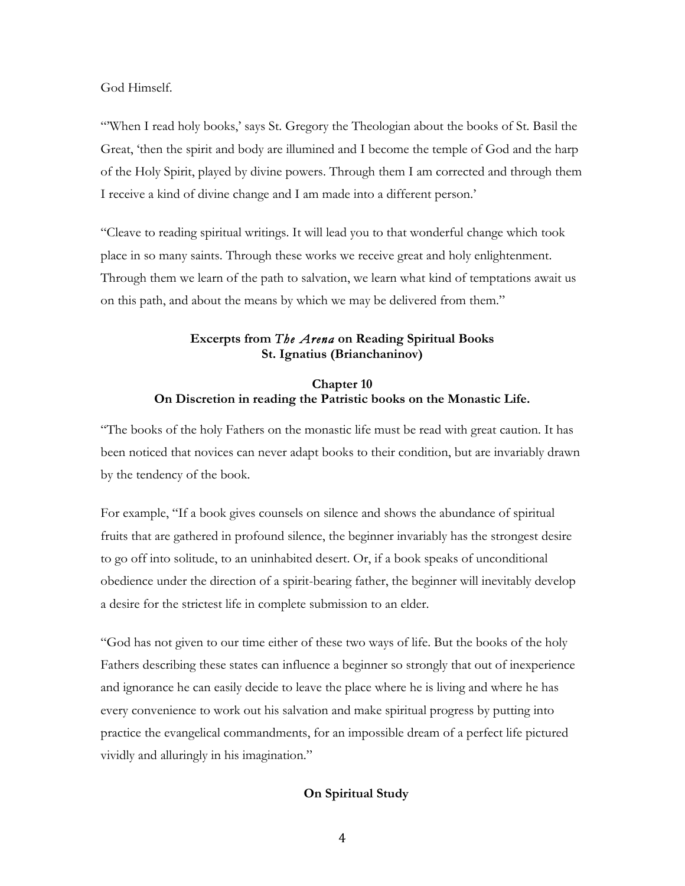God Himself.

"'When I read holy books,' says St. Gregory the Theologian about the books of St. Basil the Great, 'then the spirit and body are illumined and I become the temple of God and the harp of the Holy Spirit, played by divine powers. Through them I am corrected and through them I receive a kind of divine change and I am made into a different person.'

"Cleave to reading spiritual writings. It will lead you to that wonderful change which took place in so many saints. Through these works we receive great and holy enlightenment. Through them we learn of the path to salvation, we learn what kind of temptations await us on this path, and about the means by which we may be delivered from them."

### Excerpts from *The Arena* on Reading Spiritual Books
### St. Ignatius (Brianchaninov)

#### Chapter 10
#### On Discretion in reading the Patristic books on the Monastic Life.

"The books of the holy Fathers on the monastic life must be read with great caution. It has been noticed that novices can never adapt books to their condition, but are invariably drawn by the tendency of the book.

For example, "If a book gives counsels on silence and shows the abundance of spiritual fruits that are gathered in profound silence, the beginner invariably has the strongest desire to go off into solitude, to an uninhabited desert. Or, if a book speaks of unconditional obedience under the direction of a spirit-bearing father, the beginner will inevitably develop a desire for the strictest life in complete submission to an elder.

"God has not given to our time either of these two ways of life. But the books of the holy Fathers describing these states can influence a beginner so strongly that out of inexperience and ignorance he can easily decide to leave the place where he is living and where he has every convenience to work out his salvation and make spiritual progress by putting into practice the evangelical commandments, for an impossible dream of a perfect life pictured vividly and alluringly in his imagination."

#### On Spiritual Study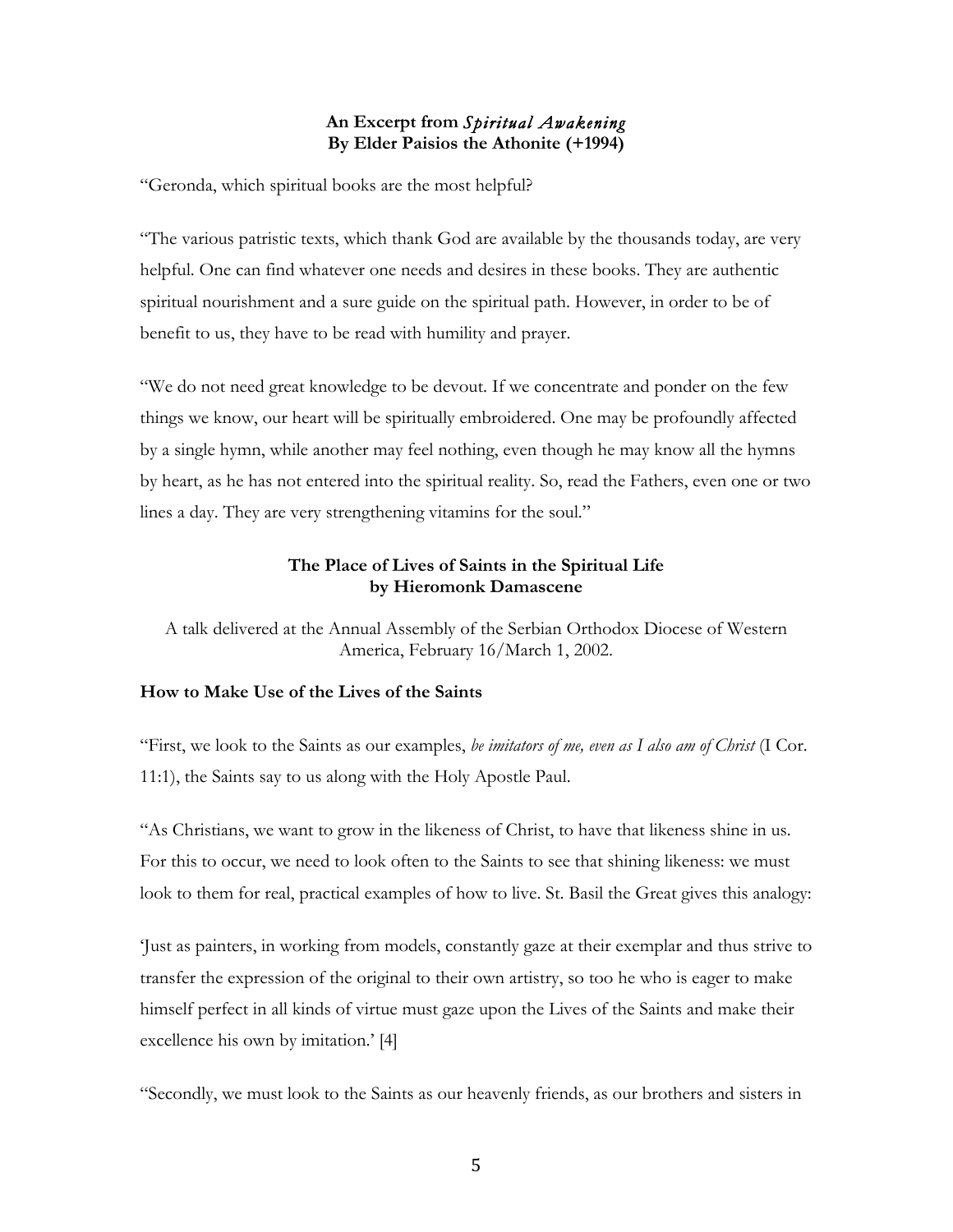**An Excerpt from *Spiritual Awakening***
**By Elder Paisios the Athonite (+1994)**

"Geronda, which spiritual books are the most helpful?

"The various patristic texts, which thank God are available by the thousands today, are very helpful. One can find whatever one needs and desires in these books. They are authentic spiritual nourishment and a sure guide on the spiritual path. However, in order to be of benefit to us, they have to be read with humility and prayer.

"We do not need great knowledge to be devout. If we concentrate and ponder on the few things we know, our heart will be spiritually embroidered. One may be profoundly affected by a single hymn, while another may feel nothing, even though he may know all the hymns by heart, as he has not entered into the spiritual reality. So, read the Fathers, even one or two lines a day. They are very strengthening vitamins for the soul."

**The Place of Lives of Saints in the Spiritual Life**
**by Hieromonk Damascene**

A talk delivered at the Annual Assembly of the Serbian Orthodox Diocese of Western America, February 16/March 1, 2002.

**How to Make Use of the Lives of the Saints**

"First, we look to the Saints as our examples, *be imitators of me, even as I also am of Christ* (I Cor. 11:1), the Saints say to us along with the Holy Apostle Paul.

"As Christians, we want to grow in the likeness of Christ, to have that likeness shine in us. For this to occur, we need to look often to the Saints to see that shining likeness: we must look to them for real, practical examples of how to live. St. Basil the Great gives this analogy:

'Just as painters, in working from models, constantly gaze at their exemplar and thus strive to transfer the expression of the original to their own artistry, so too he who is eager to make himself perfect in all kinds of virtue must gaze upon the Lives of the Saints and make their excellence his own by imitation.' [4]

"Secondly, we must look to the Saints as our heavenly friends, as our brothers and sisters in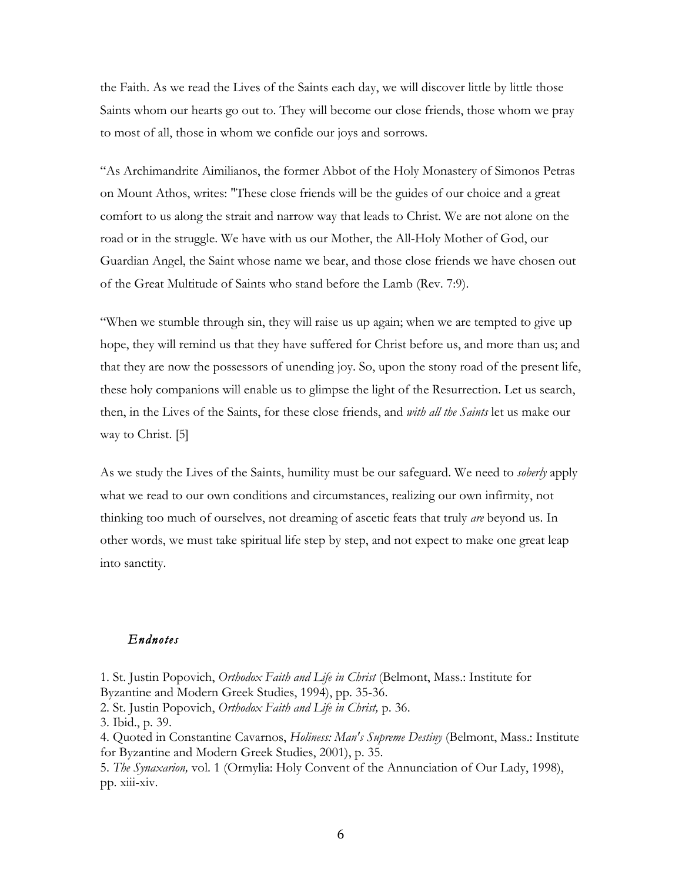the Faith. As we read the Lives of the Saints each day, we will discover little by little those Saints whom our hearts go out to. They will become our close friends, those whom we pray to most of all, those in whom we confide our joys and sorrows.

“As Archimandrite Aimilianos, the former Abbot of the Holy Monastery of Simonos Petras on Mount Athos, writes: "These close friends will be the guides of our choice and a great comfort to us along the strait and narrow way that leads to Christ. We are not alone on the road or in the struggle. We have with us our Mother, the All-Holy Mother of God, our Guardian Angel, the Saint whose name we bear, and those close friends we have chosen out of the Great Multitude of Saints who stand before the Lamb (Rev. 7:9).

“When we stumble through sin, they will raise us up again; when we are tempted to give up hope, they will remind us that they have suffered for Christ before us, and more than us; and that they are now the possessors of unending joy. So, upon the stony road of the present life, these holy companions will enable us to glimpse the light of the Resurrection. Let us search, then, in the Lives of the Saints, for these close friends, and *with all the Saints* let us make our way to Christ. [5]

As we study the Lives of the Saints, humility must be our safeguard. We need to *soberly* apply what we read to our own conditions and circumstances, realizing our own infirmity, not thinking too much of ourselves, not dreaming of ascetic feats that truly *are* beyond us. In other words, we must take spiritual life step by step, and not expect to make one great leap into sanctity.

### *Endnotes*

1. St. Justin Popovich, *Orthodox Faith and Life in Christ* (Belmont, Mass.: Institute for Byzantine and Modern Greek Studies, 1994), pp. 35-36.
2. St. Justin Popovich, *Orthodox Faith and Life in Christ,* p. 36.
3. Ibid., p. 39.
4. Quoted in Constantine Cavarnos, *Holiness: Man's Supreme Destiny* (Belmont, Mass.: Institute for Byzantine and Modern Greek Studies, 2001), p. 35.
5. *The Synaxarion,* vol. 1 (Ormylia: Holy Convent of the Annunciation of Our Lady, 1998), pp. xiii-xiv.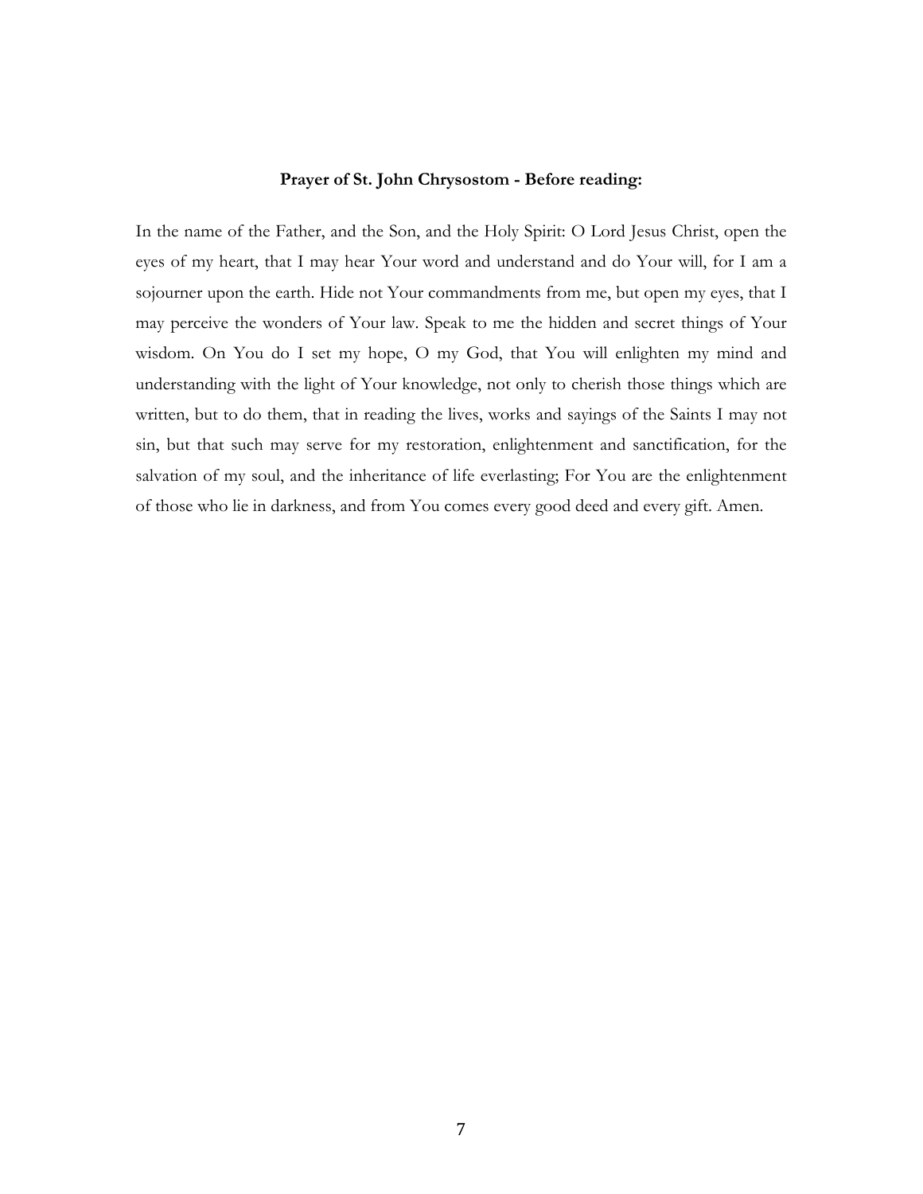**Prayer of St. John Chrysostom - Before reading:**

In the name of the Father, and the Son, and the Holy Spirit: O Lord Jesus Christ, open the eyes of my heart, that I may hear Your word and understand and do Your will, for I am a sojourner upon the earth. Hide not Your commandments from me, but open my eyes, that I may perceive the wonders of Your law. Speak to me the hidden and secret things of Your wisdom. On You do I set my hope, O my God, that You will enlighten my mind and understanding with the light of Your knowledge, not only to cherish those things which are written, but to do them, that in reading the lives, works and sayings of the Saints I may not sin, but that such may serve for my restoration, enlightenment and sanctification, for the salvation of my soul, and the inheritance of life everlasting; For You are the enlightenment of those who lie in darkness, and from You comes every good deed and every gift. Amen.